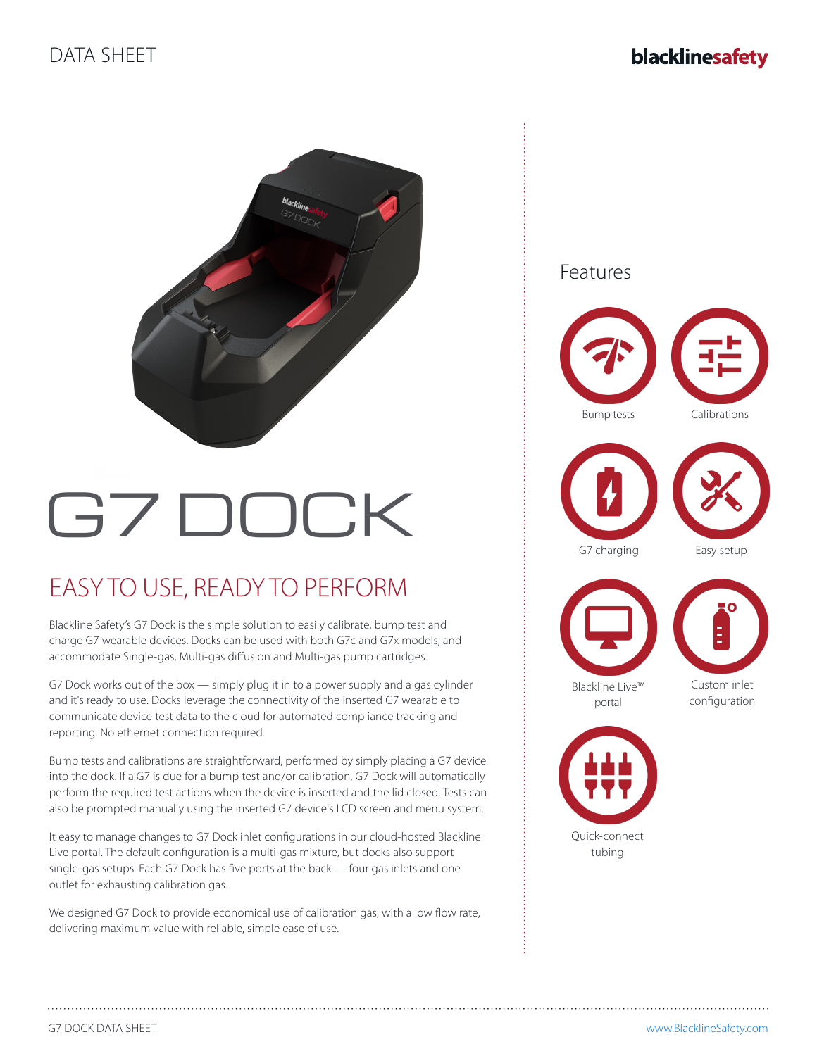DATA SHEET

# G7 DOCK

## EASY TO USE, READY TO PERFORM

Blackline Safety's G7 Dock is the simple solution to easily calibrate, bump test and charge G7 wearable devices. Docks can be used with both G7c and G7x models, and accommodate Single-gas, Multi-gas diffusion and Multi-gas pump cartridges.

G7 Dock works out of the box — simply plug it in to a power supply and a gas cylinder and it's ready to use. Docks leverage the connectivity of the inserted G7 wearable to communicate device test data to the cloud for automated compliance tracking and reporting. No ethernet connection required.

Bump tests and calibrations are straightforward, performed by simply placing a G7 device into the dock. If a G7 is due for a bump test and/or calibration, G7 Dock will automatically perform the required test actions when the device is inserted and the lid closed. Tests can also be prompted manually using the inserted G7 device's LCD screen and menu system.

It easy to manage changes to G7 Dock inlet configurations in our cloud-hosted Blackline Live portal. The default configuration is a multi-gas mixture, but docks also support single-gas setups. Each G7 Dock has five ports at the back — four gas inlets and one outlet for exhausting calibration gas.

We designed G7 Dock to provide economical use of calibration gas, with a low flow rate, delivering maximum value with reliable, simple ease of use.

## Features

- Bump tests
- Calibrations
- G7 charging
- Easy setup
- Blackline Live™ portal
- Custom inlet configuration
- Quick-connect tubing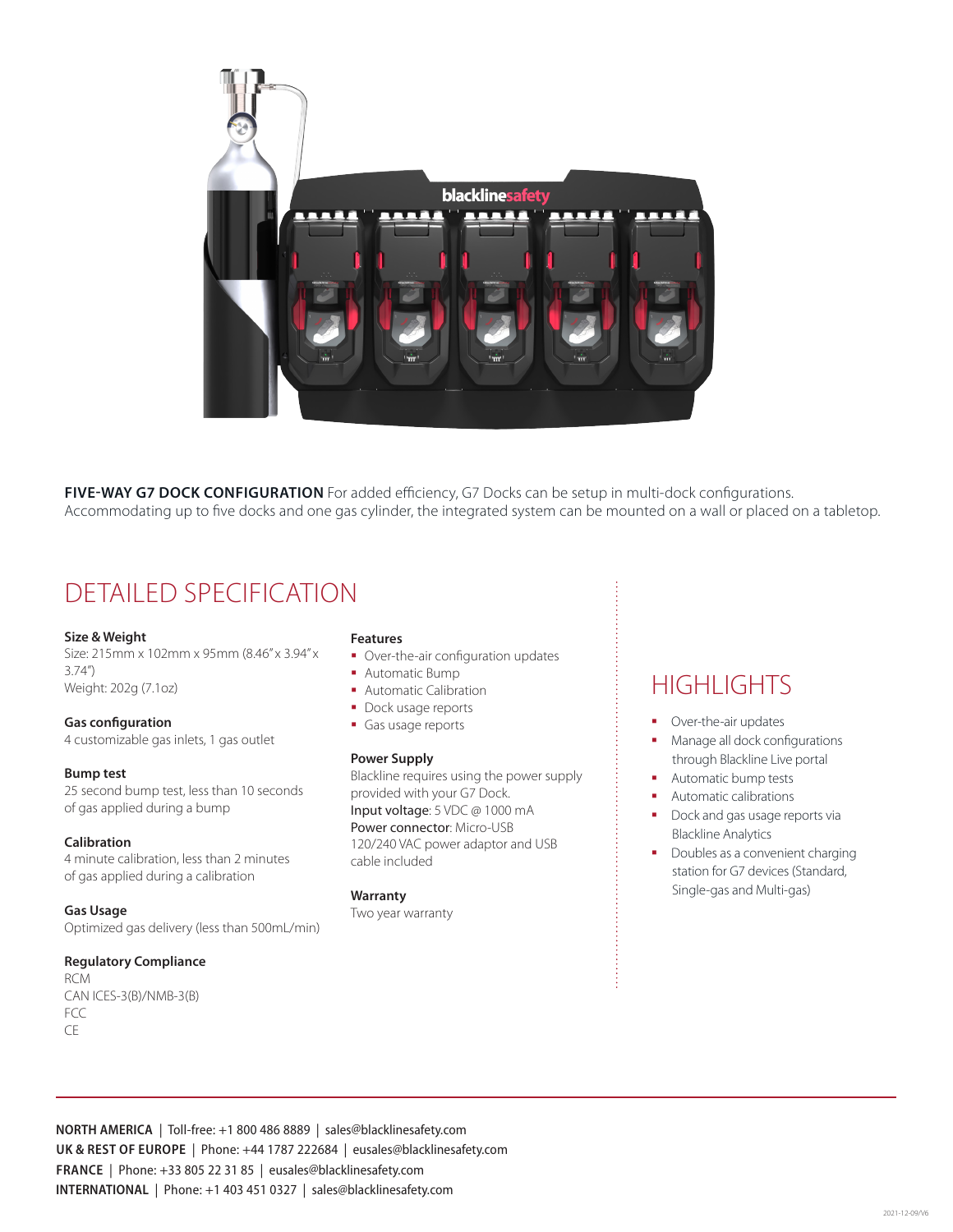**FIVE-WAY G7 DOCK CONFIGURATION** For added efficiency, G7 Docks can be setup in multi-dock configurations. Accommodating up to five docks and one gas cylinder, the integrated system can be mounted on a wall or placed on a tabletop.

# DETAILED SPECIFICATION

**Size & Weight**
Size: 215mm x 102mm x 95mm (8.46" x 3.94" x 3.74")
Weight: 202g (7.1oz)

**Gas configuration**
4 customizable gas inlets, 1 gas outlet

**Bump test**
25 second bump test, less than 10 seconds of gas applied during a bump

**Calibration**
4 minute calibration, less than 2 minutes of gas applied during a calibration

**Gas Usage**
Optimized gas delivery (less than 500mL/min)

**Regulatory Compliance**
RCM
CAN ICES-3(B)/NMB-3(B)
FCC
CE

**Features**

- Over-the-air configuration updates
- Automatic Bump
- Automatic Calibration
- Dock usage reports
- Gas usage reports

**Power Supply**
Blackline requires using the power supply provided with your G7 Dock.
Input voltage: 5 VDC @ 1000 mA
Power connector: Micro-USB
120/240 VAC power adaptor and USB cable included

**Warranty**
Two year warranty

# HIGHLIGHTS

- Over-the-air updates
- Manage all dock configurations through Blackline Live portal
- Automatic bump tests
- Automatic calibrations
- Dock and gas usage reports via Blackline Analytics
- Doubles as a convenient charging station for G7 devices (Standard, Single-gas and Multi-gas)

**NORTH AMERICA** | Toll-free: +1 800 486 8889 | sales@blacklinesafety.com
**UK & REST OF EUROPE** | Phone: +44 1787 222684 | eusales@blacklinesafety.com
**FRANCE** | Phone: +33 805 22 31 85 | eusales@blacklinesafety.com
**INTERNATIONAL** | Phone: +1 403 451 0327 | sales@blacklinesafety.com

2021-12-09/V6